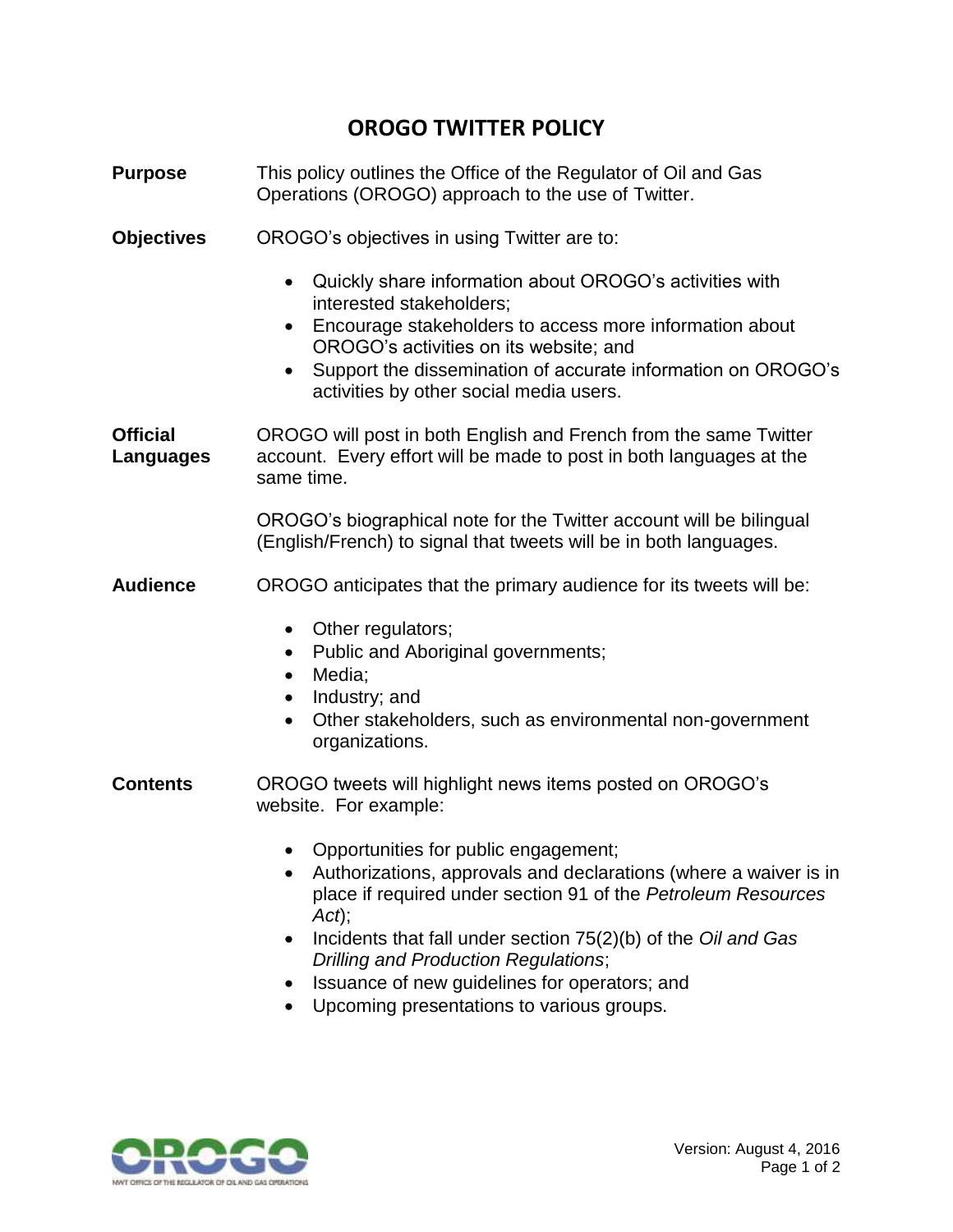# OROGO TWITTER POLICY

**Purpose**

This policy outlines the Office of the Regulator of Oil and Gas Operations (OROGO) approach to the use of Twitter.

**Objectives**

OROGO's objectives in using Twitter are to:

- Quickly share information about OROGO's activities with interested stakeholders;
- Encourage stakeholders to access more information about OROGO's activities on its website; and
- Support the dissemination of accurate information on OROGO's activities by other social media users.

**Official Languages**

OROGO will post in both English and French from the same Twitter account. Every effort will be made to post in both languages at the same time.

OROGO's biographical note for the Twitter account will be bilingual (English/French) to signal that tweets will be in both languages.

**Audience**

OROGO anticipates that the primary audience for its tweets will be:

- Other regulators;
- Public and Aboriginal governments;
- Media;
- Industry; and
- Other stakeholders, such as environmental non-government organizations.

**Contents**

OROGO tweets will highlight news items posted on OROGO's website. For example:

- Opportunities for public engagement;
- Authorizations, approvals and declarations (where a waiver is in place if required under section 91 of the *Petroleum Resources Act*);
- Incidents that fall under section 75(2)(b) of the *Oil and Gas Drilling and Production Regulations*;
- Issuance of new guidelines for operators; and
- Upcoming presentations to various groups.

Version: August 4, 2016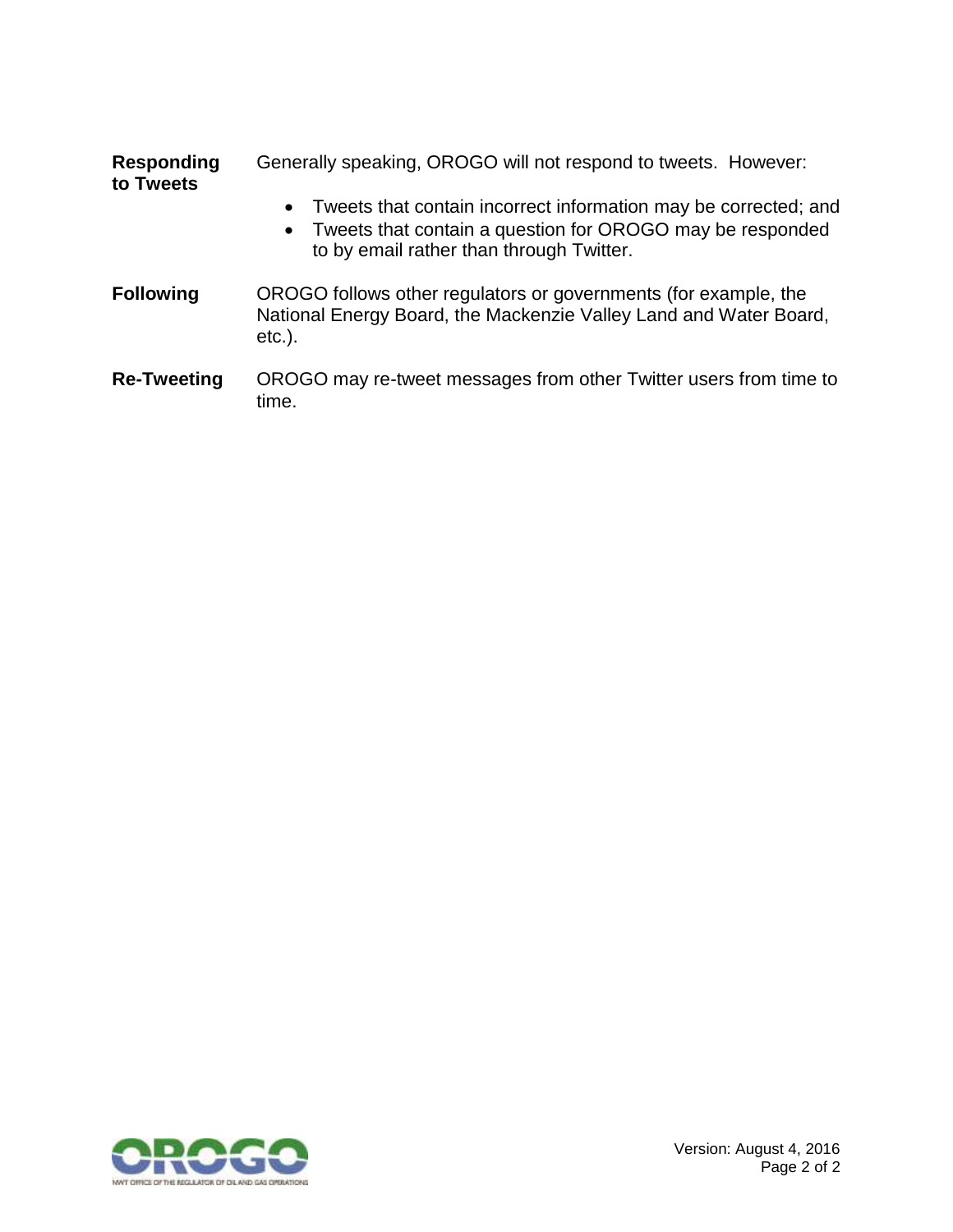**Responding to Tweets**

Generally speaking, OROGO will not respond to tweets. However:

- Tweets that contain incorrect information may be corrected; and
- Tweets that contain a question for OROGO may be responded to by email rather than through Twitter.

**Following**

OROGO follows other regulators or governments (for example, the National Energy Board, the Mackenzie Valley Land and Water Board, etc.).

**Re-Tweeting**

OROGO may re-tweet messages from other Twitter users from time to time.

Version: August 4, 2016